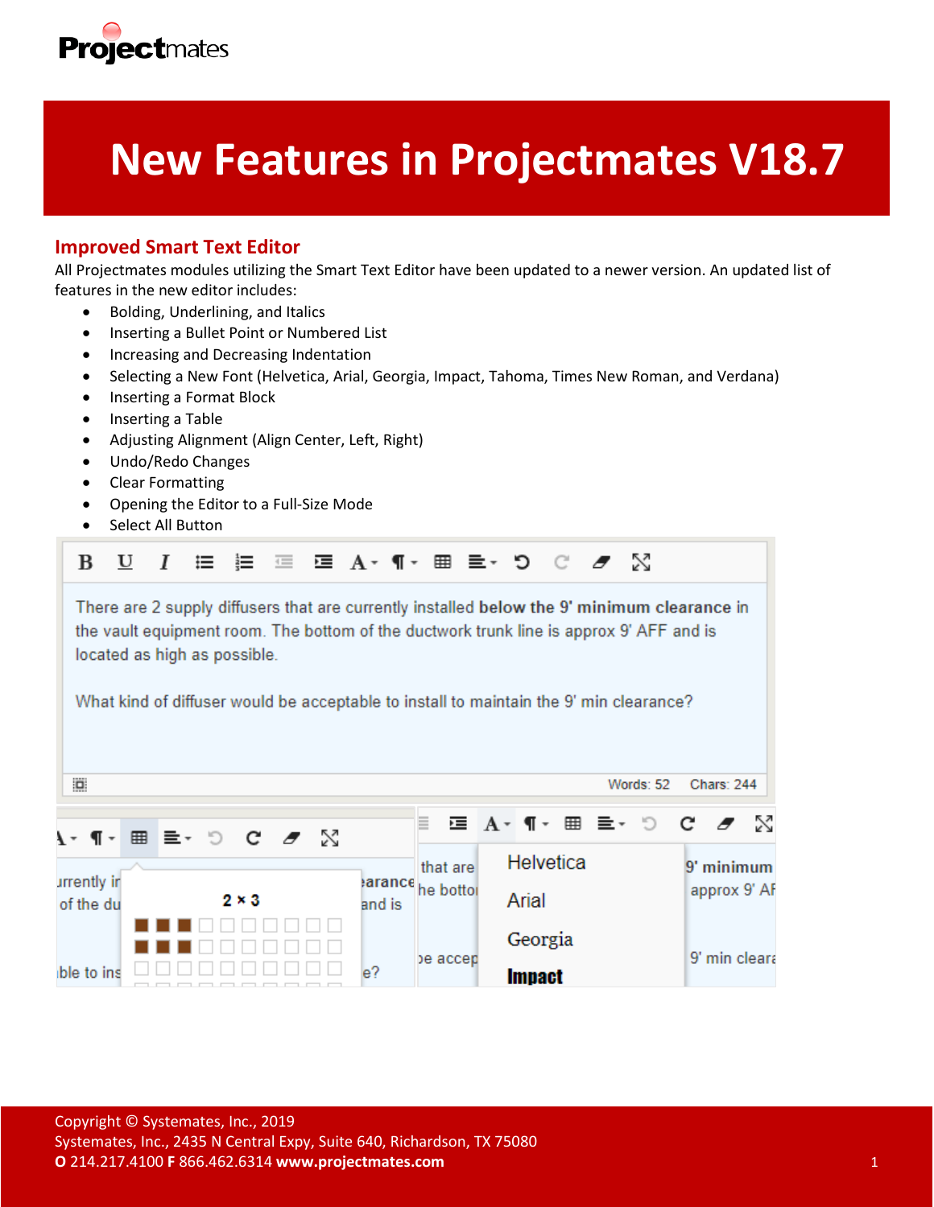# New Features in Projectmates V18.7

## Improved Smart Text Editor

All Projectmates modules utilizing the Smart Text Editor have been updated to a newer version. An updated list of features in the new editor includes:

- Bolding, Underlining, and Italics
- Inserting a Bullet Point or Numbered List
- Increasing and Decreasing Indentation
- Selecting a New Font (Helvetica, Arial, Georgia, Impact, Tahoma, Times New Roman, and Verdana)
- Inserting a Format Block
- Inserting a Table
- Adjusting Alignment (Align Center, Left, Right)
- Undo/Redo Changes
- Clear Formatting
- Opening the Editor to a Full-Size Mode
- Select All Button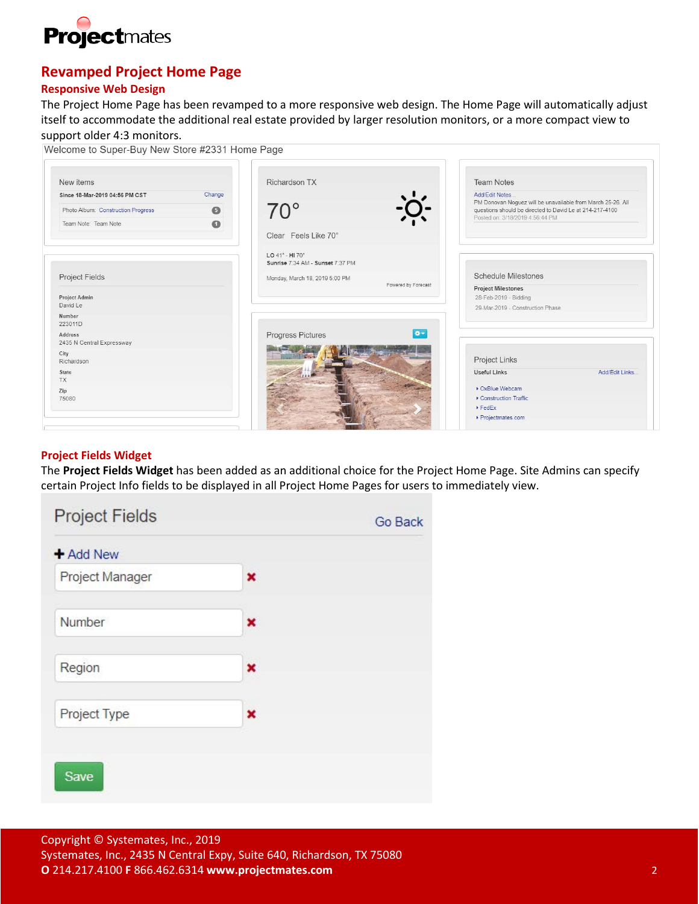## Revamped Project Home Page

### Responsive Web Design

The Project Home Page has been revamped to a more responsive web design. The Home Page will automatically adjust itself to accommodate the additional real estate provided by larger resolution monitors, or a more compact view to support older 4:3 monitors.

Welcome to Super-Buy New Store #2331 Home Page

New items

Since 18-Mar-2019 04:56 PM CST Change

Photo Album: Construction Progress 5

Team Note: Team Note 1

Richardson TX

70°

Clear Feels Like 70°

LO 41° - HI 70°
Sunrise 7:34 AM - Sunset 7:37 PM

Monday, March 18, 2019 5:00 PM

Powered by Forecast

Team Notes

Add/Edit Notes...

PM Donovan Noguez will be unavailable from March 25-26. All questions should be directed to David Le at 214-217-4100
Posted on: 3/18/2019 4:56:44 PM

Project Fields

Project Admin
David Le

Number
223011D

Address
2435 N Central Expressway

City
Richardson

State
TX

Zip
75080

Progress Pictures

Schedule Milestones

Project Milestones

28-Feb-2019 - Bidding

29-Mar-2019 - Construction Phase

Project Links

Useful Links Add/Edit Links...

- OxBlue Webcam
- Construction Traffic
- FedEx
- Projectmates.com

### Project Fields Widget

The **Project Fields Widget** has been added as an additional choice for the Project Home Page. Site Admins can specify certain Project Info fields to be displayed in all Project Home Pages for users to immediately view.

Project Fields Go Back

+ Add New

Project Manager ✖

Number ✖

Region ✖

Project Type ✖

Save

Copyright © Systemates, Inc., 2019
Systemates, Inc., 2435 N Central Expy, Suite 640, Richardson, TX 75080
**O** 214.217.4100 **F** 866.462.6314 **www.projectmates.com**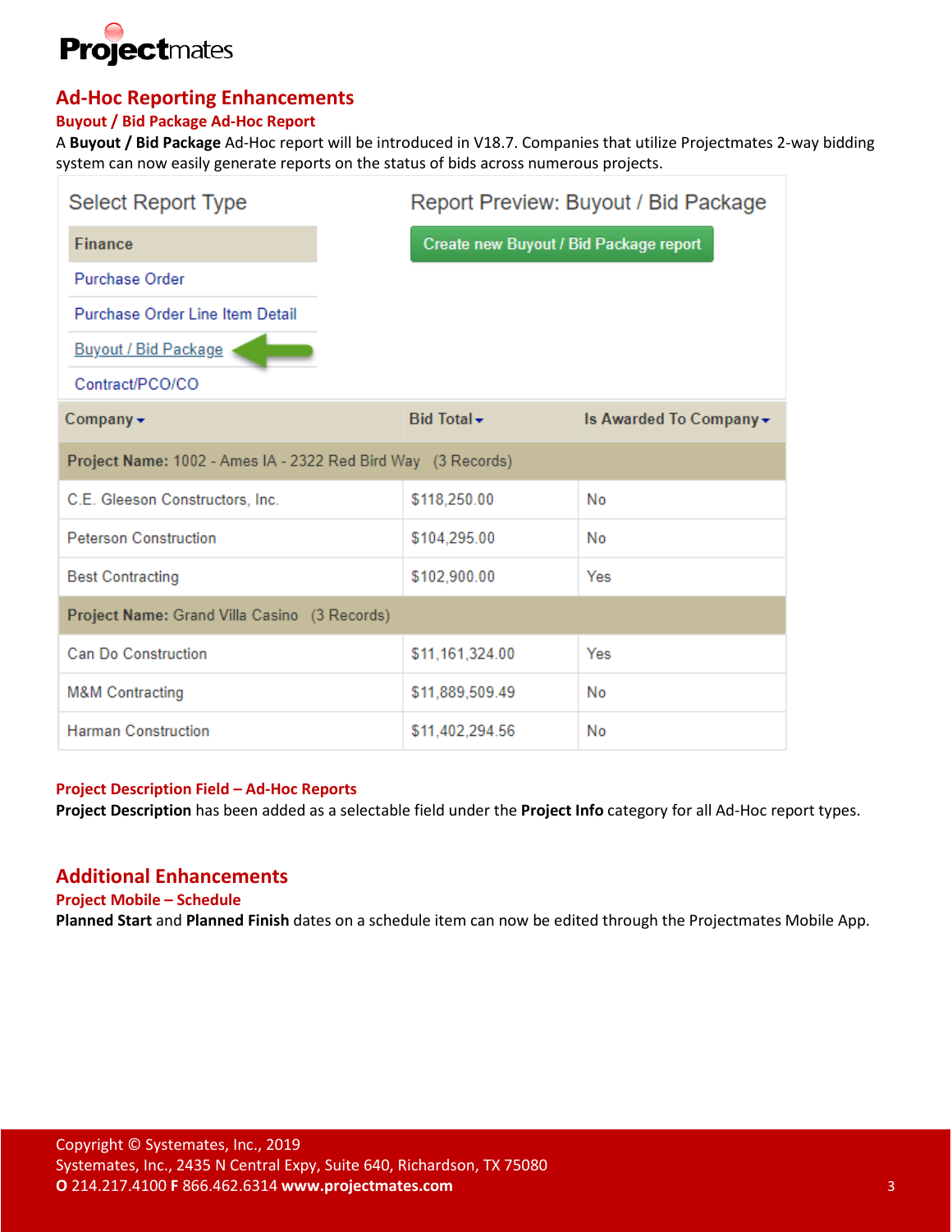## Ad-Hoc Reporting Enhancements

### Buyout / Bid Package Ad-Hoc Report

A **Buyout / Bid Package** Ad-Hoc report will be introduced in V18.7. Companies that utilize Projectmates 2-way bidding system can now easily generate reports on the status of bids across numerous projects.

Select Report Type

- Finance
- Purchase Order
- Purchase Order Line Item Detail
- Buyout / Bid Package
- Contract/PCO/CO

Report Preview: Buyout / Bid Package

Create new Buyout / Bid Package report

| Company | Bid Total | Is Awarded To Company |
| --- | --- | --- |
| **Project Name:** 1002 - Ames IA - 2322 Red Bird Way (3 Records) | | |
| C.E. Gleeson Constructors, Inc. | $118,250.00 | No |
| Peterson Construction | $104,295.00 | No |
| Best Contracting | $102,900.00 | Yes |
| **Project Name:** Grand Villa Casino (3 Records) | | |
| Can Do Construction | $11,161,324.00 | Yes |
| M&M Contracting | $11,889,509.49 | No |
| Harman Construction | $11,402,294.56 | No |

### Project Description Field – Ad-Hoc Reports

**Project Description** has been added as a selectable field under the **Project Info** category for all Ad-Hoc report types.

## Additional Enhancements

### Project Mobile – Schedule

**Planned Start** and **Planned Finish** dates on a schedule item can now be edited through the Projectmates Mobile App.

Copyright © Systemates, Inc., 2019
Systemates, Inc., 2435 N Central Expy, Suite 640, Richardson, TX 75080
**O** 214.217.4100 **F** 866.462.6314 **www.projectmates.com**